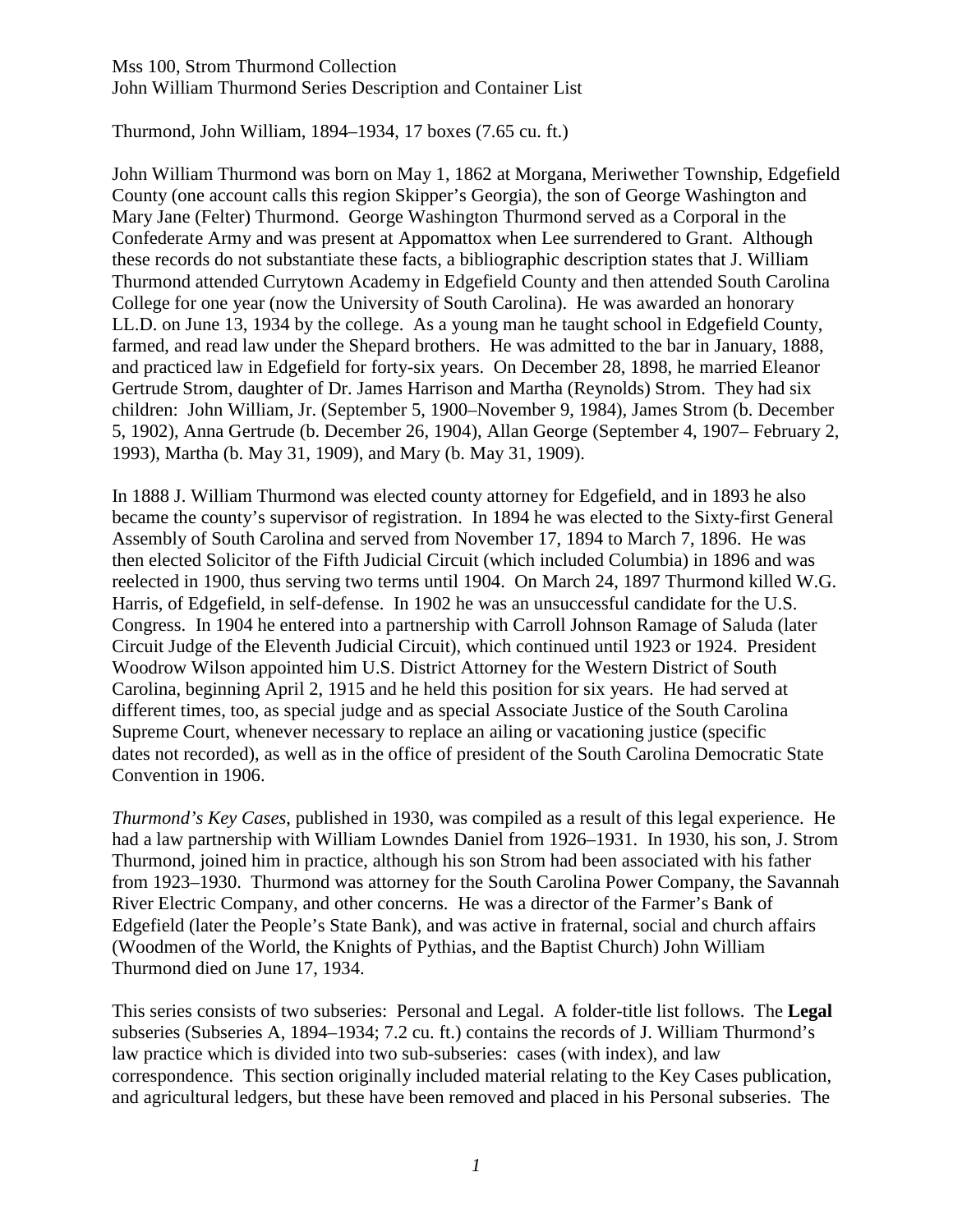Mss 100, Strom Thurmond Collection
John William Thurmond Series Description and Container List

Thurmond, John William, 1894–1934, 17 boxes (7.65 cu. ft.)

John William Thurmond was born on May 1, 1862 at Morgana, Meriwether Township, Edgefield County (one account calls this region Skipper's Georgia), the son of George Washington and Mary Jane (Felter) Thurmond. George Washington Thurmond served as a Corporal in the Confederate Army and was present at Appomattox when Lee surrendered to Grant. Although these records do not substantiate these facts, a bibliographic description states that J. William Thurmond attended Currytown Academy in Edgefield County and then attended South Carolina College for one year (now the University of South Carolina). He was awarded an honorary LL.D. on June 13, 1934 by the college. As a young man he taught school in Edgefield County, farmed, and read law under the Shepard brothers. He was admitted to the bar in January, 1888, and practiced law in Edgefield for forty-six years. On December 28, 1898, he married Eleanor Gertrude Strom, daughter of Dr. James Harrison and Martha (Reynolds) Strom. They had six children: John William, Jr. (September 5, 1900–November 9, 1984), James Strom (b. December 5, 1902), Anna Gertrude (b. December 26, 1904), Allan George (September 4, 1907– February 2, 1993), Martha (b. May 31, 1909), and Mary (b. May 31, 1909).

In 1888 J. William Thurmond was elected county attorney for Edgefield, and in 1893 he also became the county's supervisor of registration. In 1894 he was elected to the Sixty-first General Assembly of South Carolina and served from November 17, 1894 to March 7, 1896. He was then elected Solicitor of the Fifth Judicial Circuit (which included Columbia) in 1896 and was reelected in 1900, thus serving two terms until 1904. On March 24, 1897 Thurmond killed W.G. Harris, of Edgefield, in self-defense. In 1902 he was an unsuccessful candidate for the U.S. Congress. In 1904 he entered into a partnership with Carroll Johnson Ramage of Saluda (later Circuit Judge of the Eleventh Judicial Circuit), which continued until 1923 or 1924. President Woodrow Wilson appointed him U.S. District Attorney for the Western District of South Carolina, beginning April 2, 1915 and he held this position for six years. He had served at different times, too, as special judge and as special Associate Justice of the South Carolina Supreme Court, whenever necessary to replace an ailing or vacationing justice (specific dates not recorded), as well as in the office of president of the South Carolina Democratic State Convention in 1906.

*Thurmond's Key Cases*, published in 1930, was compiled as a result of this legal experience. He had a law partnership with William Lowndes Daniel from 1926–1931. In 1930, his son, J. Strom Thurmond, joined him in practice, although his son Strom had been associated with his father from 1923–1930. Thurmond was attorney for the South Carolina Power Company, the Savannah River Electric Company, and other concerns. He was a director of the Farmer's Bank of Edgefield (later the People's State Bank), and was active in fraternal, social and church affairs (Woodmen of the World, the Knights of Pythias, and the Baptist Church) John William Thurmond died on June 17, 1934.

This series consists of two subseries: Personal and Legal. A folder-title list follows. The **Legal** subseries (Subseries A, 1894–1934; 7.2 cu. ft.) contains the records of J. William Thurmond's law practice which is divided into two sub-subseries: cases (with index), and law correspondence. This section originally included material relating to the Key Cases publication, and agricultural ledgers, but these have been removed and placed in his Personal subseries. The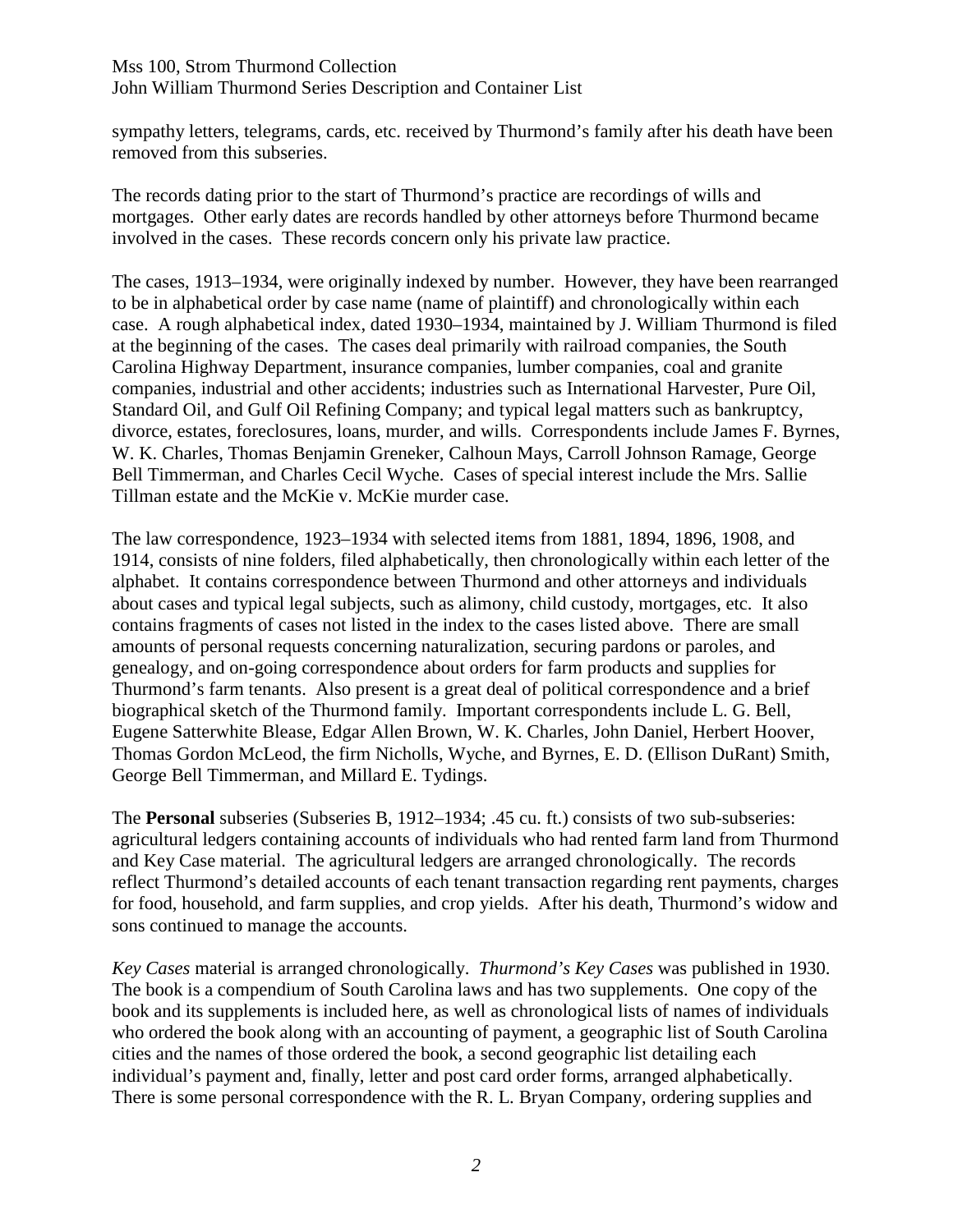sympathy letters, telegrams, cards, etc. received by Thurmond's family after his death have been removed from this subseries.

The records dating prior to the start of Thurmond's practice are recordings of wills and mortgages. Other early dates are records handled by other attorneys before Thurmond became involved in the cases. These records concern only his private law practice.

The cases, 1913–1934, were originally indexed by number. However, they have been rearranged to be in alphabetical order by case name (name of plaintiff) and chronologically within each case. A rough alphabetical index, dated 1930–1934, maintained by J. William Thurmond is filed at the beginning of the cases. The cases deal primarily with railroad companies, the South Carolina Highway Department, insurance companies, lumber companies, coal and granite companies, industrial and other accidents; industries such as International Harvester, Pure Oil, Standard Oil, and Gulf Oil Refining Company; and typical legal matters such as bankruptcy, divorce, estates, foreclosures, loans, murder, and wills. Correspondents include James F. Byrnes, W. K. Charles, Thomas Benjamin Greneker, Calhoun Mays, Carroll Johnson Ramage, George Bell Timmerman, and Charles Cecil Wyche. Cases of special interest include the Mrs. Sallie Tillman estate and the McKie v. McKie murder case.

The law correspondence, 1923–1934 with selected items from 1881, 1894, 1896, 1908, and 1914, consists of nine folders, filed alphabetically, then chronologically within each letter of the alphabet. It contains correspondence between Thurmond and other attorneys and individuals about cases and typical legal subjects, such as alimony, child custody, mortgages, etc. It also contains fragments of cases not listed in the index to the cases listed above. There are small amounts of personal requests concerning naturalization, securing pardons or paroles, and genealogy, and on-going correspondence about orders for farm products and supplies for Thurmond's farm tenants. Also present is a great deal of political correspondence and a brief biographical sketch of the Thurmond family. Important correspondents include L. G. Bell, Eugene Satterwhite Blease, Edgar Allen Brown, W. K. Charles, John Daniel, Herbert Hoover, Thomas Gordon McLeod, the firm Nicholls, Wyche, and Byrnes, E. D. (Ellison DuRant) Smith, George Bell Timmerman, and Millard E. Tydings.

The **Personal** subseries (Subseries B, 1912–1934; .45 cu. ft.) consists of two sub-subseries: agricultural ledgers containing accounts of individuals who had rented farm land from Thurmond and Key Case material. The agricultural ledgers are arranged chronologically. The records reflect Thurmond's detailed accounts of each tenant transaction regarding rent payments, charges for food, household, and farm supplies, and crop yields. After his death, Thurmond's widow and sons continued to manage the accounts.

*Key Cases* material is arranged chronologically. *Thurmond's Key Cases* was published in 1930. The book is a compendium of South Carolina laws and has two supplements. One copy of the book and its supplements is included here, as well as chronological lists of names of individuals who ordered the book along with an accounting of payment, a geographic list of South Carolina cities and the names of those ordered the book, a second geographic list detailing each individual's payment and, finally, letter and post card order forms, arranged alphabetically. There is some personal correspondence with the R. L. Bryan Company, ordering supplies and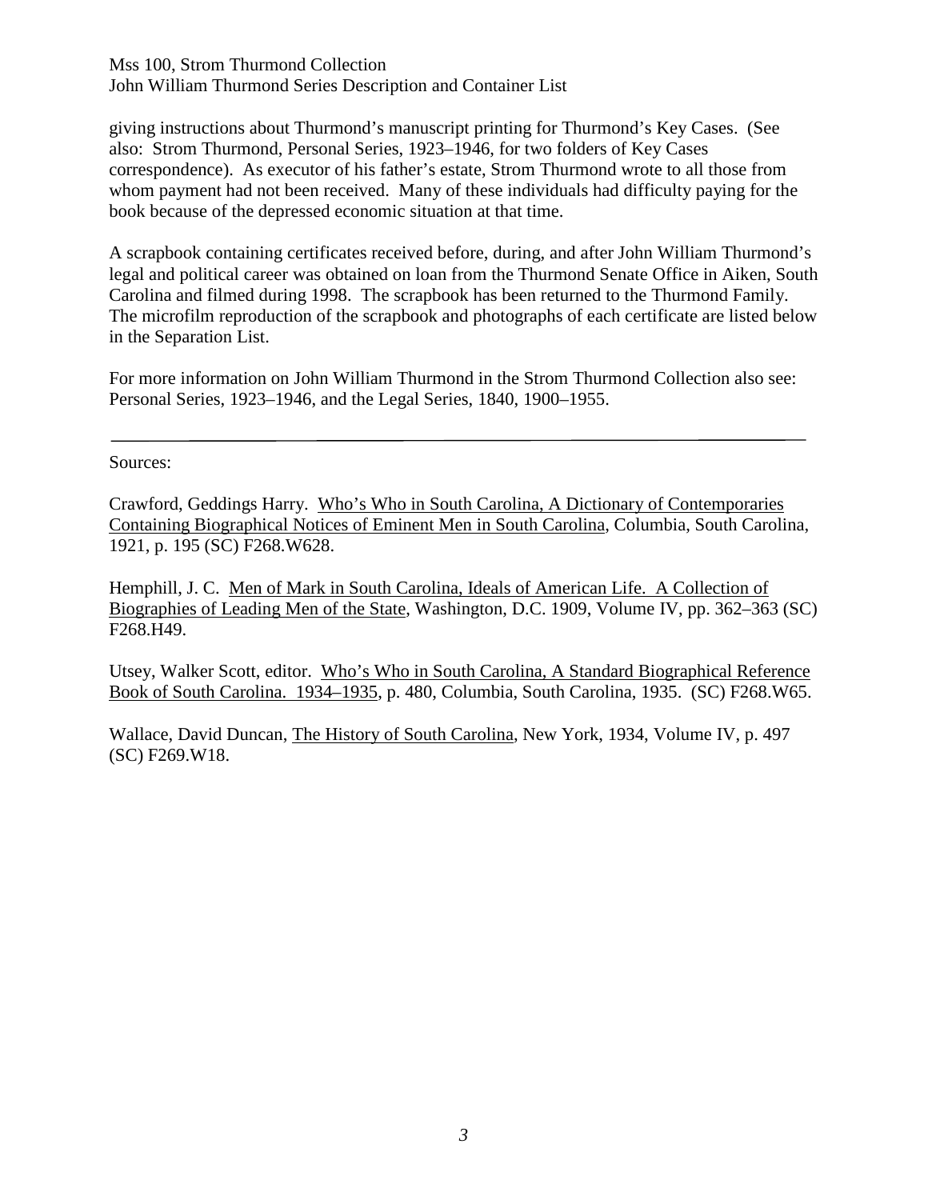giving instructions about Thurmond's manuscript printing for Thurmond's Key Cases. (See also: Strom Thurmond, Personal Series, 1923–1946, for two folders of Key Cases correspondence). As executor of his father's estate, Strom Thurmond wrote to all those from whom payment had not been received. Many of these individuals had difficulty paying for the book because of the depressed economic situation at that time.

A scrapbook containing certificates received before, during, and after John William Thurmond's legal and political career was obtained on loan from the Thurmond Senate Office in Aiken, South Carolina and filmed during 1998. The scrapbook has been returned to the Thurmond Family. The microfilm reproduction of the scrapbook and photographs of each certificate are listed below in the Separation List.

For more information on John William Thurmond in the Strom Thurmond Collection also see: Personal Series, 1923–1946, and the Legal Series, 1840, 1900–1955.

---

Sources:

Crawford, Geddings Harry. Who's Who in South Carolina, A Dictionary of Contemporaries Containing Biographical Notices of Eminent Men in South Carolina, Columbia, South Carolina, 1921, p. 195 (SC) F268.W628.

Hemphill, J. C. Men of Mark in South Carolina, Ideals of American Life. A Collection of Biographies of Leading Men of the State, Washington, D.C. 1909, Volume IV, pp. 362–363 (SC) F268.H49.

Utsey, Walker Scott, editor. Who's Who in South Carolina, A Standard Biographical Reference Book of South Carolina. 1934–1935, p. 480, Columbia, South Carolina, 1935. (SC) F268.W65.

Wallace, David Duncan, The History of South Carolina, New York, 1934, Volume IV, p. 497 (SC) F269.W18.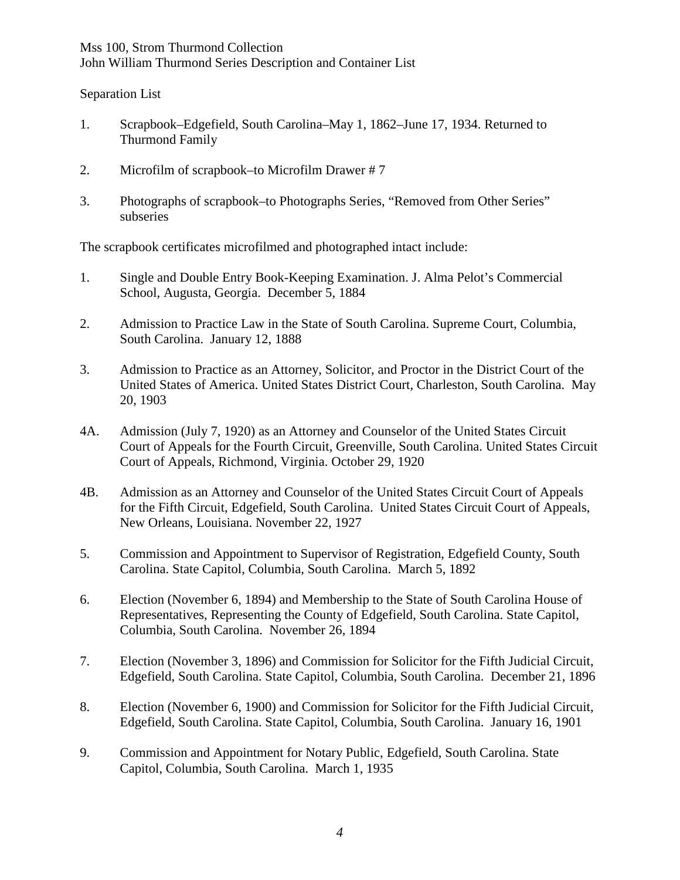Mss 100, Strom Thurmond Collection
John William Thurmond Series Description and Container List

Separation List

1. Scrapbook–Edgefield, South Carolina–May 1, 1862–June 17, 1934. Returned to Thurmond Family

2. Microfilm of scrapbook–to Microfilm Drawer # 7

3. Photographs of scrapbook–to Photographs Series, "Removed from Other Series" subseries

The scrapbook certificates microfilmed and photographed intact include:

1. Single and Double Entry Book-Keeping Examination. J. Alma Pelot's Commercial School, Augusta, Georgia. December 5, 1884

2. Admission to Practice Law in the State of South Carolina. Supreme Court, Columbia, South Carolina. January 12, 1888

3. Admission to Practice as an Attorney, Solicitor, and Proctor in the District Court of the United States of America. United States District Court, Charleston, South Carolina. May 20, 1903

4A. Admission (July 7, 1920) as an Attorney and Counselor of the United States Circuit Court of Appeals for the Fourth Circuit, Greenville, South Carolina. United States Circuit Court of Appeals, Richmond, Virginia. October 29, 1920

4B. Admission as an Attorney and Counselor of the United States Circuit Court of Appeals for the Fifth Circuit, Edgefield, South Carolina. United States Circuit Court of Appeals, New Orleans, Louisiana. November 22, 1927

5. Commission and Appointment to Supervisor of Registration, Edgefield County, South Carolina. State Capitol, Columbia, South Carolina. March 5, 1892

6. Election (November 6, 1894) and Membership to the State of South Carolina House of Representatives, Representing the County of Edgefield, South Carolina. State Capitol, Columbia, South Carolina. November 26, 1894

7. Election (November 3, 1896) and Commission for Solicitor for the Fifth Judicial Circuit, Edgefield, South Carolina. State Capitol, Columbia, South Carolina. December 21, 1896

8. Election (November 6, 1900) and Commission for Solicitor for the Fifth Judicial Circuit, Edgefield, South Carolina. State Capitol, Columbia, South Carolina. January 16, 1901

9. Commission and Appointment for Notary Public, Edgefield, South Carolina. State Capitol, Columbia, South Carolina. March 1, 1935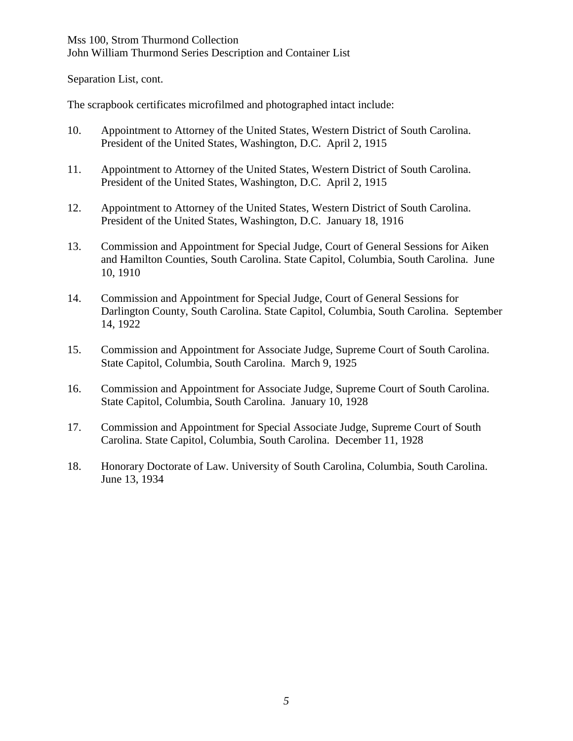Separation List, cont.

The scrapbook certificates microfilmed and photographed intact include:

10. Appointment to Attorney of the United States, Western District of South Carolina. President of the United States, Washington, D.C. April 2, 1915

11. Appointment to Attorney of the United States, Western District of South Carolina. President of the United States, Washington, D.C. April 2, 1915

12. Appointment to Attorney of the United States, Western District of South Carolina. President of the United States, Washington, D.C. January 18, 1916

13. Commission and Appointment for Special Judge, Court of General Sessions for Aiken and Hamilton Counties, South Carolina. State Capitol, Columbia, South Carolina. June 10, 1910

14. Commission and Appointment for Special Judge, Court of General Sessions for Darlington County, South Carolina. State Capitol, Columbia, South Carolina. September 14, 1922

15. Commission and Appointment for Associate Judge, Supreme Court of South Carolina. State Capitol, Columbia, South Carolina. March 9, 1925

16. Commission and Appointment for Associate Judge, Supreme Court of South Carolina. State Capitol, Columbia, South Carolina. January 10, 1928

17. Commission and Appointment for Special Associate Judge, Supreme Court of South Carolina. State Capitol, Columbia, South Carolina. December 11, 1928

18. Honorary Doctorate of Law. University of South Carolina, Columbia, South Carolina. June 13, 1934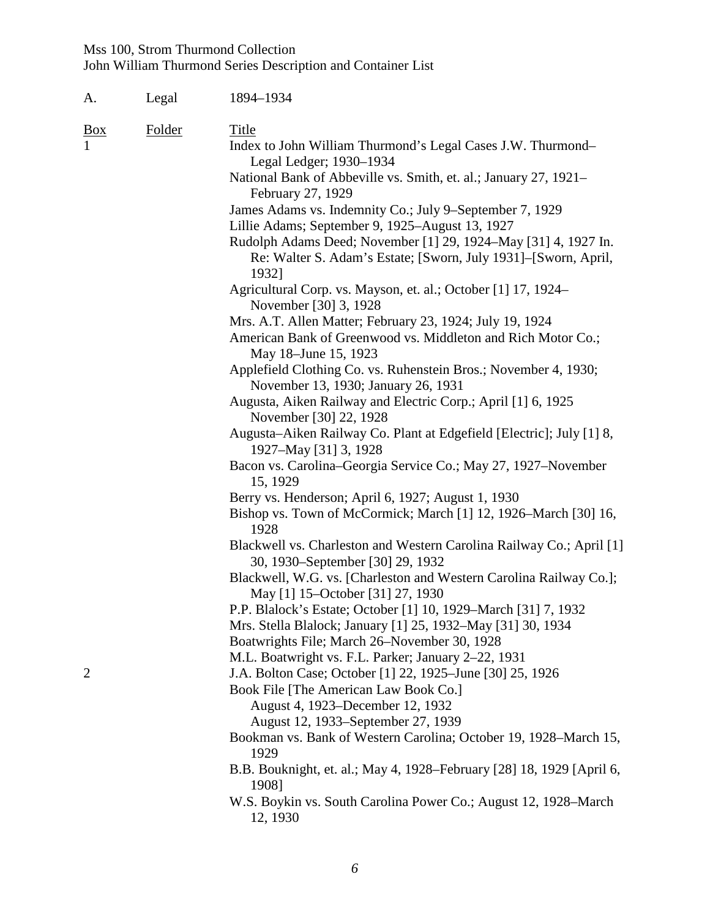A. Legal 1894–1934

| Box | Folder | Title |
|---|---|---|
| 1 | | Index to John William Thurmond's Legal Cases J.W. Thurmond–Legal Ledger; 1930–1934 |
| | | National Bank of Abbeville vs. Smith, et. al.; January 27, 1921–February 27, 1929 |
| | | James Adams vs. Indemnity Co.; July 9–September 7, 1929 |
| | | Lillie Adams; September 9, 1925–August 13, 1927 |
| | | Rudolph Adams Deed; November [1] 29, 1924–May [31] 4, 1927 In. Re: Walter S. Adam's Estate; [Sworn, July 1931]–[Sworn, April, 1932] |
| | | Agricultural Corp. vs. Mayson, et. al.; October [1] 17, 1924–November [30] 3, 1928 |
| | | Mrs. A.T. Allen Matter; February 23, 1924; July 19, 1924 |
| | | American Bank of Greenwood vs. Middleton and Rich Motor Co.; May 18–June 15, 1923 |
| | | Applefield Clothing Co. vs. Ruhenstein Bros.; November 4, 1930; November 13, 1930; January 26, 1931 |
| | | Augusta, Aiken Railway and Electric Corp.; April [1] 6, 1925 November [30] 22, 1928 |
| | | Augusta–Aiken Railway Co. Plant at Edgefield [Electric]; July [1] 8, 1927–May [31] 3, 1928 |
| | | Bacon vs. Carolina–Georgia Service Co.; May 27, 1927–November 15, 1929 |
| | | Berry vs. Henderson; April 6, 1927; August 1, 1930 |
| | | Bishop vs. Town of McCormick; March [1] 12, 1926–March [30] 16, 1928 |
| | | Blackwell vs. Charleston and Western Carolina Railway Co.; April [1] 30, 1930–September [30] 29, 1932 |
| | | Blackwell, W.G. vs. [Charleston and Western Carolina Railway Co.]; May [1] 15–October [31] 27, 1930 |
| | | P.P. Blalock's Estate; October [1] 10, 1929–March [31] 7, 1932 |
| | | Mrs. Stella Blalock; January [1] 25, 1932–May [31] 30, 1934 |
| | | Boatwrights File; March 26–November 30, 1928 |
| | | M.L. Boatwright vs. F.L. Parker; January 2–22, 1931 |
| 2 | | J.A. Bolton Case; October [1] 22, 1925–June [30] 25, 1926 |
| | | Book File [The American Law Book Co.]<br>August 4, 1923–December 12, 1932<br>August 12, 1933–September 27, 1939 |
| | | Bookman vs. Bank of Western Carolina; October 19, 1928–March 15, 1929 |
| | | B.B. Bouknight, et. al.; May 4, 1928–February [28] 18, 1929 [April 6, 1908] |
| | | W.S. Boykin vs. South Carolina Power Co.; August 12, 1928–March 12, 1930 |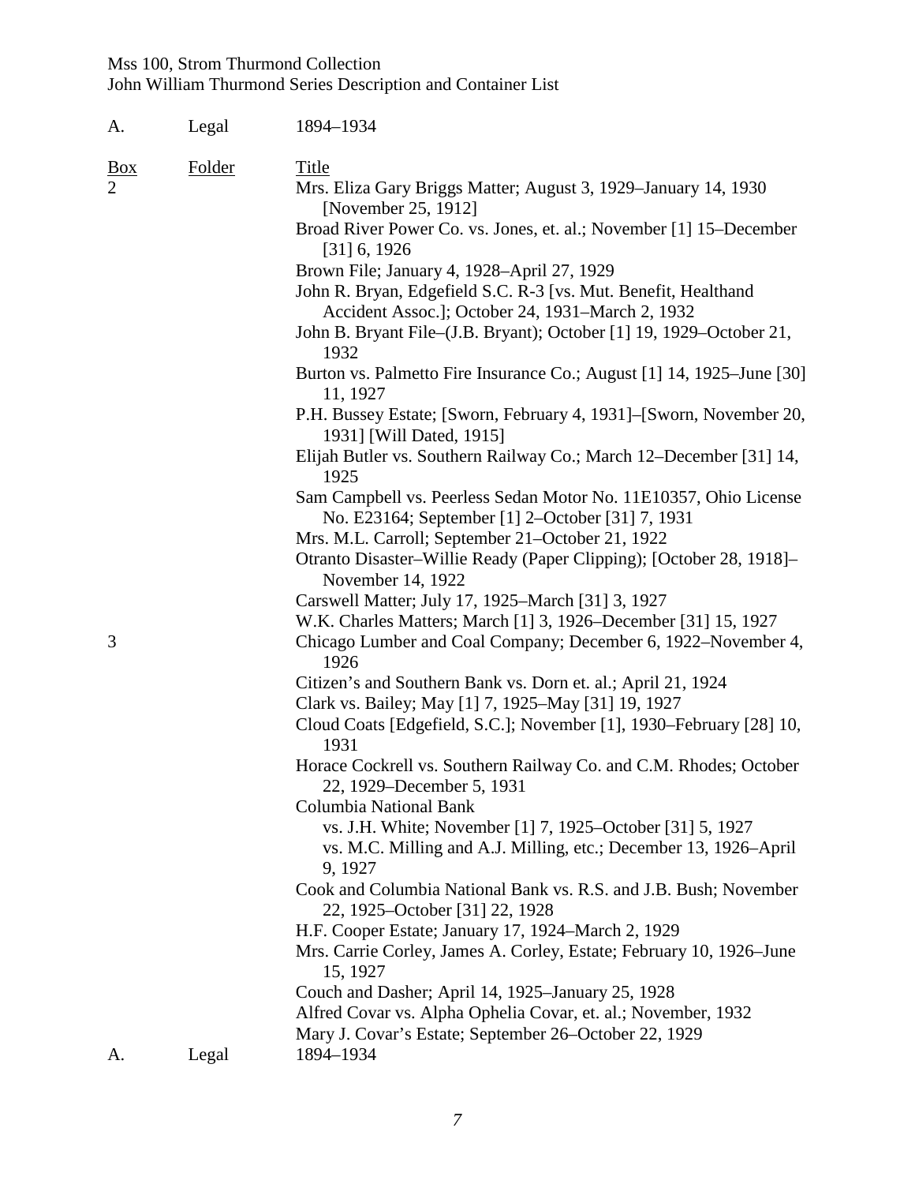A. Legal 1894–1934

| Box | Folder | Title |
| --- | --- | --- |
| 2 | | Mrs. Eliza Gary Briggs Matter; August 3, 1929–January 14, 1930 [November 25, 1912] |
| | | Broad River Power Co. vs. Jones, et. al.; November [1] 15–December [31] 6, 1926 |
| | | Brown File; January 4, 1928–April 27, 1929 |
| | | John R. Bryan, Edgefield S.C. R-3 [vs. Mut. Benefit, Healthand Accident Assoc.]; October 24, 1931–March 2, 1932 |
| | | John B. Bryant File–(J.B. Bryant); October [1] 19, 1929–October 21, 1932 |
| | | Burton vs. Palmetto Fire Insurance Co.; August [1] 14, 1925–June [30] 11, 1927 |
| | | P.H. Bussey Estate; [Sworn, February 4, 1931]–[Sworn, November 20, 1931] [Will Dated, 1915] |
| | | Elijah Butler vs. Southern Railway Co.; March 12–December [31] 14, 1925 |
| | | Sam Campbell vs. Peerless Sedan Motor No. 11E10357, Ohio License No. E23164; September [1] 2–October [31] 7, 1931 |
| | | Mrs. M.L. Carroll; September 21–October 21, 1922 |
| | | Otranto Disaster–Willie Ready (Paper Clipping); [October 28, 1918]–November 14, 1922 |
| | | Carswell Matter; July 17, 1925–March [31] 3, 1927 |
| | | W.K. Charles Matters; March [1] 3, 1926–December [31] 15, 1927 |
| 3 | | Chicago Lumber and Coal Company; December 6, 1922–November 4, 1926 |
| | | Citizen's and Southern Bank vs. Dorn et. al.; April 21, 1924 |
| | | Clark vs. Bailey; May [1] 7, 1925–May [31] 19, 1927 |
| | | Cloud Coats [Edgefield, S.C.]; November [1], 1930–February [28] 10, 1931 |
| | | Horace Cockrell vs. Southern Railway Co. and C.M. Rhodes; October 22, 1929–December 5, 1931 |
| | | Columbia National Bank |
| | | vs. J.H. White; November [1] 7, 1925–October [31] 5, 1927 |
| | | vs. M.C. Milling and A.J. Milling, etc.; December 13, 1926–April 9, 1927 |
| | | Cook and Columbia National Bank vs. R.S. and J.B. Bush; November 22, 1925–October [31] 22, 1928 |
| | | H.F. Cooper Estate; January 17, 1924–March 2, 1929 |
| | | Mrs. Carrie Corley, James A. Corley, Estate; February 10, 1926–June 15, 1927 |
| | | Couch and Dasher; April 14, 1925–January 25, 1928 |
| | | Alfred Covar vs. Alpha Ophelia Covar, et. al.; November, 1932 |
| | | Mary J. Covar's Estate; September 26–October 22, 1929 |

A. Legal 1894–1934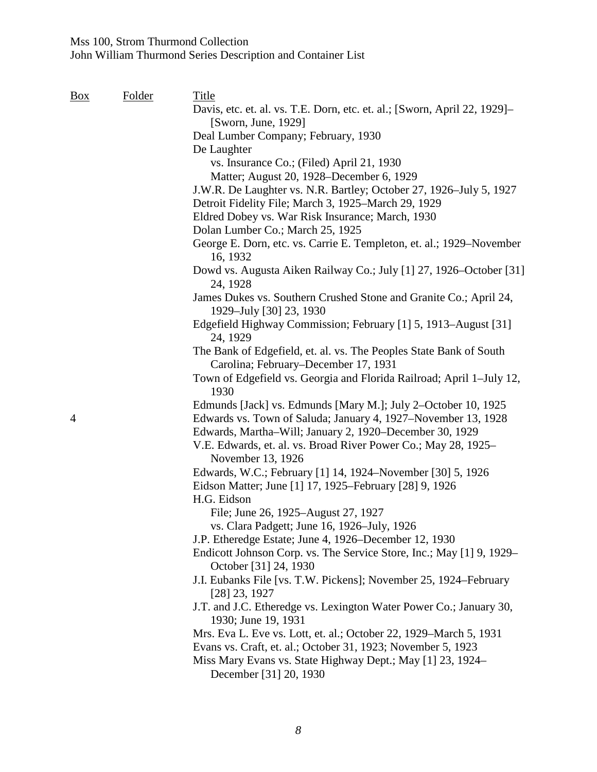| Box | Folder | Title |
|---|---|---|
| | | Davis, etc. et. al. vs. T.E. Dorn, etc. et. al.; [Sworn, April 22, 1929]–[Sworn, June, 1929] |
| | | Deal Lumber Company; February, 1930 |
| | | De Laughter |
| | | vs. Insurance Co.; (Filed) April 21, 1930 |
| | | Matter; August 20, 1928–December 6, 1929 |
| | | J.W.R. De Laughter vs. N.R. Bartley; October 27, 1926–July 5, 1927 |
| | | Detroit Fidelity File; March 3, 1925–March 29, 1929 |
| | | Eldred Dobey vs. War Risk Insurance; March, 1930 |
| | | Dolan Lumber Co.; March 25, 1925 |
| | | George E. Dorn, etc. vs. Carrie E. Templeton, et. al.; 1929–November 16, 1932 |
| | | Dowd vs. Augusta Aiken Railway Co.; July [1] 27, 1926–October [31] 24, 1928 |
| | | James Dukes vs. Southern Crushed Stone and Granite Co.; April 24, 1929–July [30] 23, 1930 |
| | | Edgefield Highway Commission; February [1] 5, 1913–August [31] 24, 1929 |
| | | The Bank of Edgefield, et. al. vs. The Peoples State Bank of South Carolina; February–December 17, 1931 |
| | | Town of Edgefield vs. Georgia and Florida Railroad; April 1–July 12, 1930 |
| | | Edmunds [Jack] vs. Edmunds [Mary M.]; July 2–October 10, 1925 |
| 4 | | Edwards vs. Town of Saluda; January 4, 1927–November 13, 1928 |
| | | Edwards, Martha–Will; January 2, 1920–December 30, 1929 |
| | | V.E. Edwards, et. al. vs. Broad River Power Co.; May 28, 1925–November 13, 1926 |
| | | Edwards, W.C.; February [1] 14, 1924–November [30] 5, 1926 |
| | | Eidson Matter; June [1] 17, 1925–February [28] 9, 1926 |
| | | H.G. Eidson |
| | | File; June 26, 1925–August 27, 1927 |
| | | vs. Clara Padgett; June 16, 1926–July, 1926 |
| | | J.P. Etheredge Estate; June 4, 1926–December 12, 1930 |
| | | Endicott Johnson Corp. vs. The Service Store, Inc.; May [1] 9, 1929–October [31] 24, 1930 |
| | | J.I. Eubanks File [vs. T.W. Pickens]; November 25, 1924–February [28] 23, 1927 |
| | | J.T. and J.C. Etheredge vs. Lexington Water Power Co.; January 30, 1930; June 19, 1931 |
| | | Mrs. Eva L. Eve vs. Lott, et. al.; October 22, 1929–March 5, 1931 |
| | | Evans vs. Craft, et. al.; October 31, 1923; November 5, 1923 |
| | | Miss Mary Evans vs. State Highway Dept.; May [1] 23, 1924–December [31] 20, 1930 |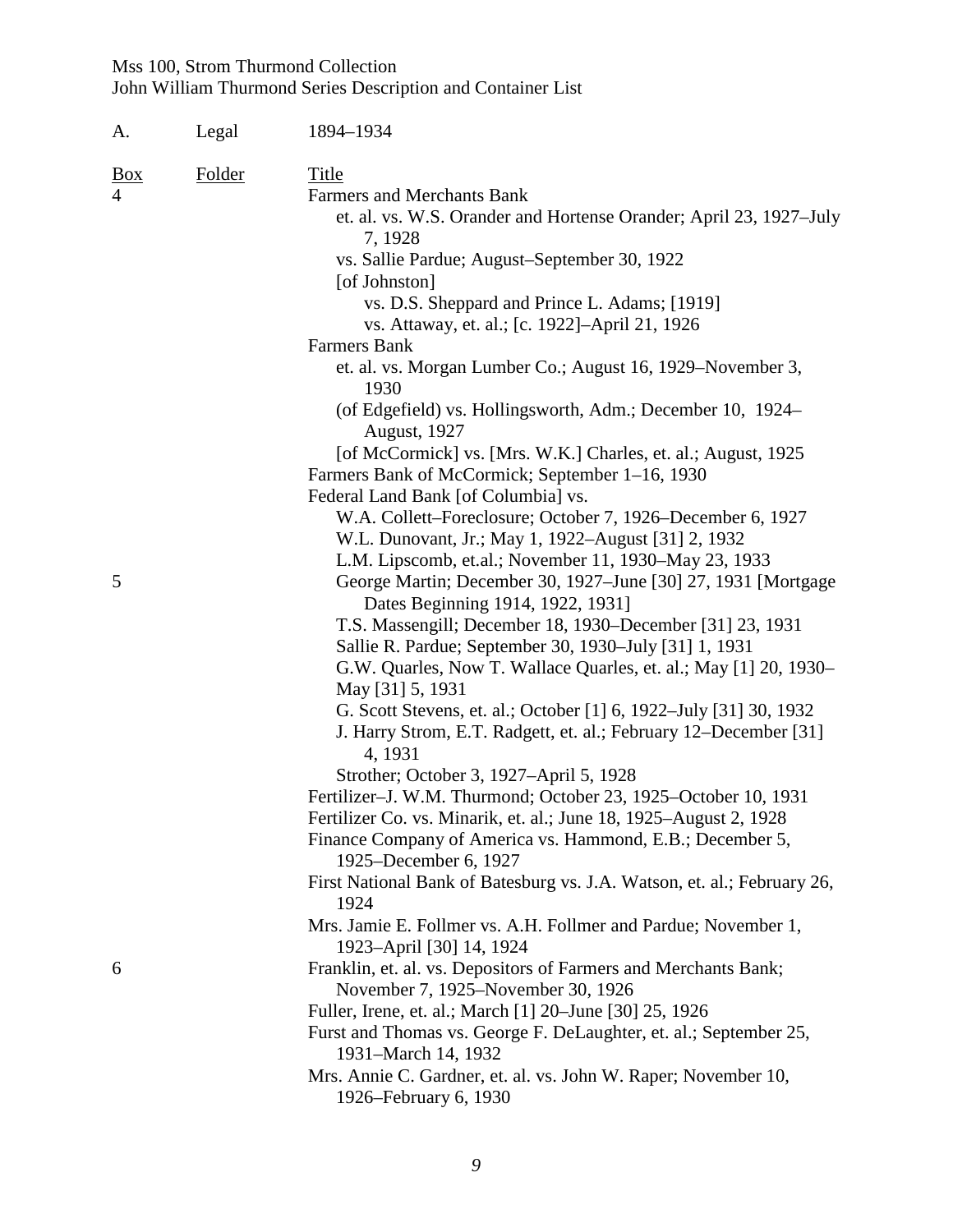A. Legal 1894–1934

| Box | Folder | Title |
|---|---|---|
| 4 | | Farmers and Merchants Bank |
| | | et. al. vs. W.S. Orander and Hortense Orander; April 23, 1927–July 7, 1928 |
| | | vs. Sallie Pardue; August–September 30, 1922 |
| | | [of Johnston] |
| | | vs. D.S. Sheppard and Prince L. Adams; [1919] |
| | | vs. Attaway, et. al.; [c. 1922]–April 21, 1926 |
| | | Farmers Bank |
| | | et. al. vs. Morgan Lumber Co.; August 16, 1929–November 3, 1930 |
| | | (of Edgefield) vs. Hollingsworth, Adm.; December 10, 1924–August, 1927 |
| | | [of McCormick] vs. [Mrs. W.K.] Charles, et. al.; August, 1925 |
| | | Farmers Bank of McCormick; September 1–16, 1930 |
| | | Federal Land Bank [of Columbia] vs. |
| | | W.A. Collett–Foreclosure; October 7, 1926–December 6, 1927 |
| | | W.L. Dunovant, Jr.; May 1, 1922–August [31] 2, 1932 |
| | | L.M. Lipscomb, et.al.; November 11, 1930–May 23, 1933 |
| 5 | | George Martin; December 30, 1927–June [30] 27, 1931 [Mortgage Dates Beginning 1914, 1922, 1931] |
| | | T.S. Massengill; December 18, 1930–December [31] 23, 1931 |
| | | Sallie R. Pardue; September 30, 1930–July [31] 1, 1931 |
| | | G.W. Quarles, Now T. Wallace Quarles, et. al.; May [1] 20, 1930–May [31] 5, 1931 |
| | | G. Scott Stevens, et. al.; October [1] 6, 1922–July [31] 30, 1932 |
| | | J. Harry Strom, E.T. Radgett, et. al.; February 12–December [31] 4, 1931 |
| | | Strother; October 3, 1927–April 5, 1928 |
| | | Fertilizer–J. W.M. Thurmond; October 23, 1925–October 10, 1931 |
| | | Fertilizer Co. vs. Minarik, et. al.; June 18, 1925–August 2, 1928 |
| | | Finance Company of America vs. Hammond, E.B.; December 5, 1925–December 6, 1927 |
| | | First National Bank of Batesburg vs. J.A. Watson, et. al.; February 26, 1924 |
| | | Mrs. Jamie E. Follmer vs. A.H. Follmer and Pardue; November 1, 1923–April [30] 14, 1924 |
| 6 | | Franklin, et. al. vs. Depositors of Farmers and Merchants Bank; November 7, 1925–November 30, 1926 |
| | | Fuller, Irene, et. al.; March [1] 20–June [30] 25, 1926 |
| | | Furst and Thomas vs. George F. DeLaughter, et. al.; September 25, 1931–March 14, 1932 |
| | | Mrs. Annie C. Gardner, et. al. vs. John W. Raper; November 10, 1926–February 6, 1930 |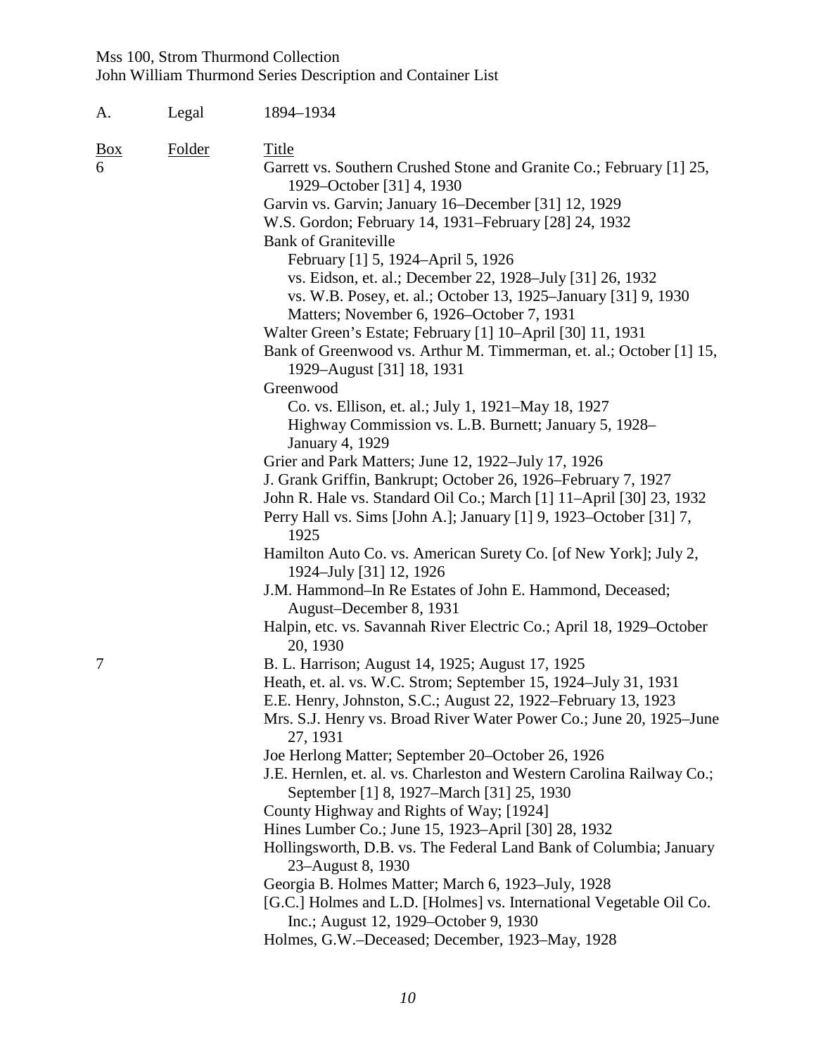A. Legal 1894–1934

| Box | Folder | Title |
|---|---|---|
| 6 | | Garrett vs. Southern Crushed Stone and Granite Co.; February [1] 25, 1929–October [31] 4, 1930 |
| | | Garvin vs. Garvin; January 16–December [31] 12, 1929 |
| | | W.S. Gordon; February 14, 1931–February [28] 24, 1932 |
| | | Bank of Graniteville |
| | | February [1] 5, 1924–April 5, 1926 |
| | | vs. Eidson, et. al.; December 22, 1928–July [31] 26, 1932 |
| | | vs. W.B. Posey, et. al.; October 13, 1925–January [31] 9, 1930 |
| | | Matters; November 6, 1926–October 7, 1931 |
| | | Walter Green's Estate; February [1] 10–April [30] 11, 1931 |
| | | Bank of Greenwood vs. Arthur M. Timmerman, et. al.; October [1] 15, 1929–August [31] 18, 1931 |
| | | Greenwood |
| | | Co. vs. Ellison, et. al.; July 1, 1921–May 18, 1927 |
| | | Highway Commission vs. L.B. Burnett; January 5, 1928–January 4, 1929 |
| | | Grier and Park Matters; June 12, 1922–July 17, 1926 |
| | | J. Grank Griffin, Bankrupt; October 26, 1926–February 7, 1927 |
| | | John R. Hale vs. Standard Oil Co.; March [1] 11–April [30] 23, 1932 |
| | | Perry Hall vs. Sims [John A.]; January [1] 9, 1923–October [31] 7, 1925 |
| | | Hamilton Auto Co. vs. American Surety Co. [of New York]; July 2, 1924–July [31] 12, 1926 |
| | | J.M. Hammond–In Re Estates of John E. Hammond, Deceased; August–December 8, 1931 |
| | | Halpin, etc. vs. Savannah River Electric Co.; April 18, 1929–October 20, 1930 |
| 7 | | B. L. Harrison; August 14, 1925; August 17, 1925 |
| | | Heath, et. al. vs. W.C. Strom; September 15, 1924–July 31, 1931 |
| | | E.E. Henry, Johnston, S.C.; August 22, 1922–February 13, 1923 |
| | | Mrs. S.J. Henry vs. Broad River Water Power Co.; June 20, 1925–June 27, 1931 |
| | | Joe Herlong Matter; September 20–October 26, 1926 |
| | | J.E. Hernlen, et. al. vs. Charleston and Western Carolina Railway Co.; September [1] 8, 1927–March [31] 25, 1930 |
| | | County Highway and Rights of Way; [1924] |
| | | Hines Lumber Co.; June 15, 1923–April [30] 28, 1932 |
| | | Hollingsworth, D.B. vs. The Federal Land Bank of Columbia; January 23–August 8, 1930 |
| | | Georgia B. Holmes Matter; March 6, 1923–July, 1928 |
| | | [G.C.] Holmes and L.D. [Holmes] vs. International Vegetable Oil Co. Inc.; August 12, 1929–October 9, 1930 |
| | | Holmes, G.W.–Deceased; December, 1923–May, 1928 |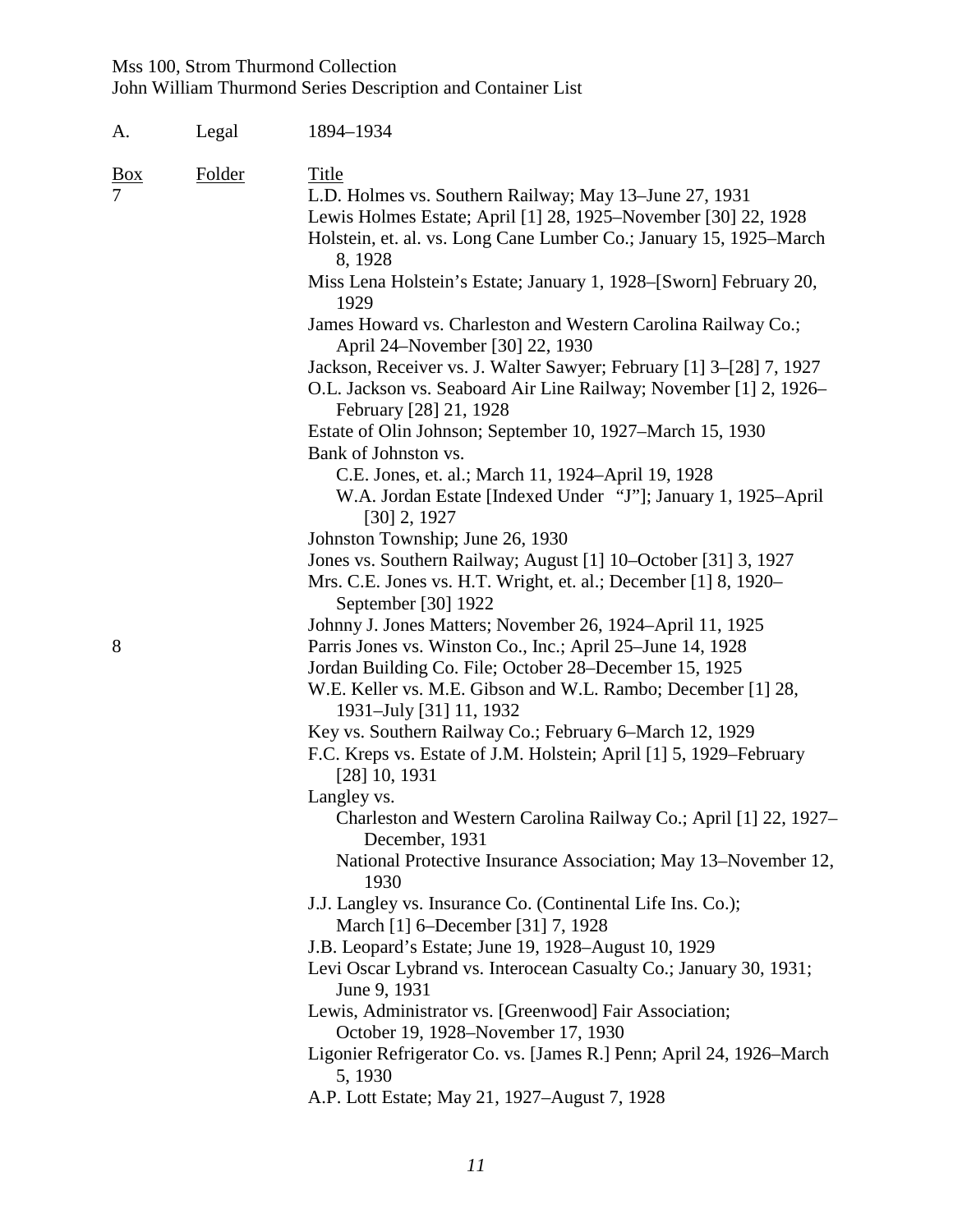A. Legal 1894–1934

| Box | Folder | Title |
|---|---|---|
| 7 | | L.D. Holmes vs. Southern Railway; May 13–June 27, 1931 |
| | | Lewis Holmes Estate; April [1] 28, 1925–November [30] 22, 1928 |
| | | Holstein, et. al. vs. Long Cane Lumber Co.; January 15, 1925–March 8, 1928 |
| | | Miss Lena Holstein's Estate; January 1, 1928–[Sworn] February 20, 1929 |
| | | James Howard vs. Charleston and Western Carolina Railway Co.; April 24–November [30] 22, 1930 |
| | | Jackson, Receiver vs. J. Walter Sawyer; February [1] 3–[28] 7, 1927 |
| | | O.L. Jackson vs. Seaboard Air Line Railway; November [1] 2, 1926–February [28] 21, 1928 |
| | | Estate of Olin Johnson; September 10, 1927–March 15, 1930 |
| | | Bank of Johnston vs. |
| | | C.E. Jones, et. al.; March 11, 1924–April 19, 1928 |
| | | W.A. Jordan Estate [Indexed Under "J"]; January 1, 1925–April [30] 2, 1927 |
| | | Johnston Township; June 26, 1930 |
| | | Jones vs. Southern Railway; August [1] 10–October [31] 3, 1927 |
| | | Mrs. C.E. Jones vs. H.T. Wright, et. al.; December [1] 8, 1920–September [30] 1922 |
| | | Johnny J. Jones Matters; November 26, 1924–April 11, 1925 |
| 8 | | Parris Jones vs. Winston Co., Inc.; April 25–June 14, 1928 |
| | | Jordan Building Co. File; October 28–December 15, 1925 |
| | | W.E. Keller vs. M.E. Gibson and W.L. Rambo; December [1] 28, 1931–July [31] 11, 1932 |
| | | Key vs. Southern Railway Co.; February 6–March 12, 1929 |
| | | F.C. Kreps vs. Estate of J.M. Holstein; April [1] 5, 1929–February [28] 10, 1931 |
| | | Langley vs. |
| | | Charleston and Western Carolina Railway Co.; April [1] 22, 1927–December, 1931 |
| | | National Protective Insurance Association; May 13–November 12, 1930 |
| | | J.J. Langley vs. Insurance Co. (Continental Life Ins. Co.); March [1] 6–December [31] 7, 1928 |
| | | J.B. Leopard's Estate; June 19, 1928–August 10, 1929 |
| | | Levi Oscar Lybrand vs. Interocean Casualty Co.; January 30, 1931; June 9, 1931 |
| | | Lewis, Administrator vs. [Greenwood] Fair Association; October 19, 1928–November 17, 1930 |
| | | Ligonier Refrigerator Co. vs. [James R.] Penn; April 24, 1926–March 5, 1930 |
| | | A.P. Lott Estate; May 21, 1927–August 7, 1928 |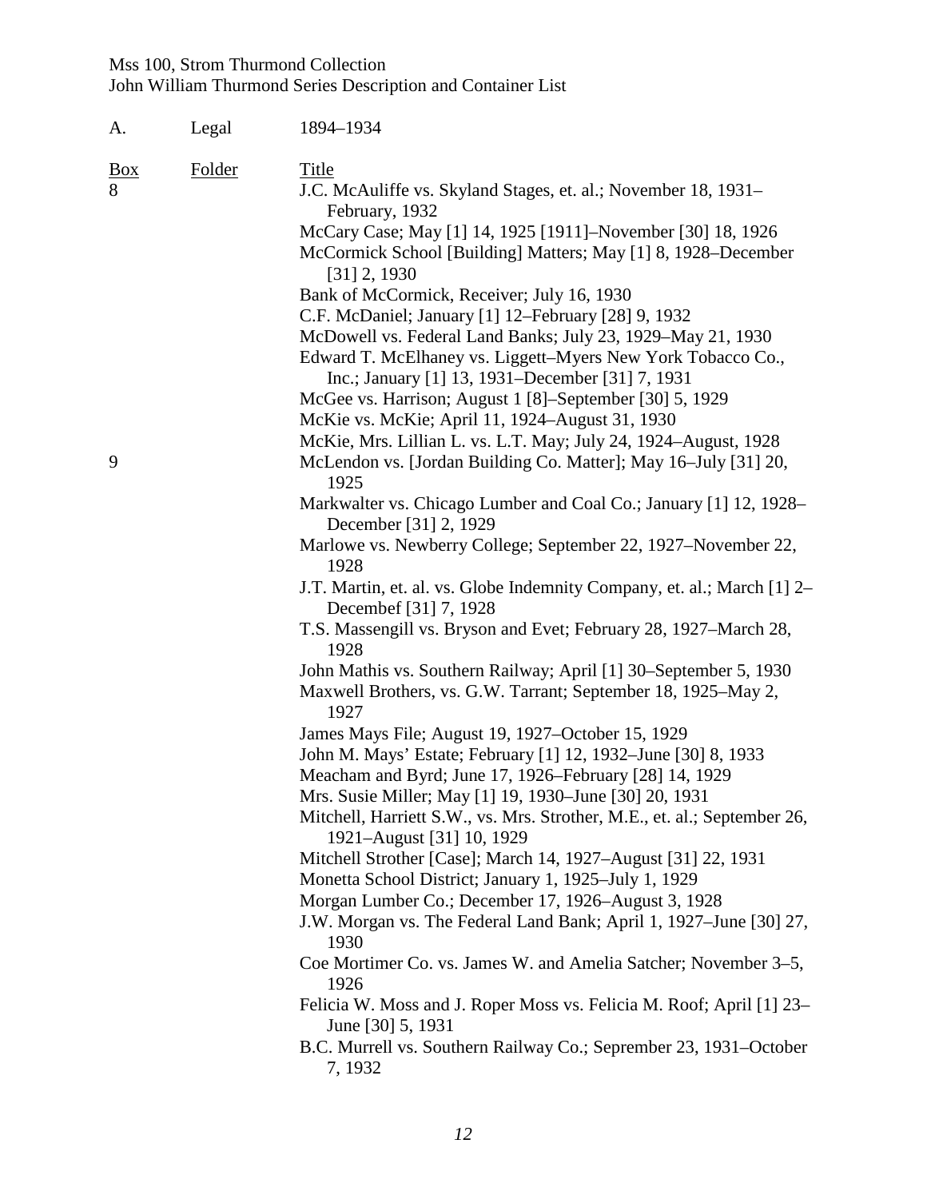Mss 100, Strom Thurmond Collection
John William Thurmond Series Description and Container List

A. Legal 1894–1934

| Box | Folder | Title |
|---|---|---|
| 8 | | J.C. McAuliffe vs. Skyland Stages, et. al.; November 18, 1931–February, 1932 |
| | | McCary Case; May [1] 14, 1925 [1911]–November [30] 18, 1926 |
| | | McCormick School [Building] Matters; May [1] 8, 1928–December [31] 2, 1930 |
| | | Bank of McCormick, Receiver; July 16, 1930 |
| | | C.F. McDaniel; January [1] 12–February [28] 9, 1932 |
| | | McDowell vs. Federal Land Banks; July 23, 1929–May 21, 1930 |
| | | Edward T. McElhaney vs. Liggett–Myers New York Tobacco Co., Inc.; January [1] 13, 1931–December [31] 7, 1931 |
| | | McGee vs. Harrison; August 1 [8]–September [30] 5, 1929 |
| | | McKie vs. McKie; April 11, 1924–August 31, 1930 |
| | | McKie, Mrs. Lillian L. vs. L.T. May; July 24, 1924–August, 1928 |
| 9 | | McLendon vs. [Jordan Building Co. Matter]; May 16–July [31] 20, 1925 |
| | | Markwalter vs. Chicago Lumber and Coal Co.; January [1] 12, 1928–December [31] 2, 1929 |
| | | Marlowe vs. Newberry College; September 22, 1927–November 22, 1928 |
| | | J.T. Martin, et. al. vs. Globe Indemnity Company, et. al.; March [1] 2–Decembef [31] 7, 1928 |
| | | T.S. Massengill vs. Bryson and Evet; February 28, 1927–March 28, 1928 |
| | | John Mathis vs. Southern Railway; April [1] 30–September 5, 1930 |
| | | Maxwell Brothers, vs. G.W. Tarrant; September 18, 1925–May 2, 1927 |
| | | James Mays File; August 19, 1927–October 15, 1929 |
| | | John M. Mays' Estate; February [1] 12, 1932–June [30] 8, 1933 |
| | | Meacham and Byrd; June 17, 1926–February [28] 14, 1929 |
| | | Mrs. Susie Miller; May [1] 19, 1930–June [30] 20, 1931 |
| | | Mitchell, Harriett S.W., vs. Mrs. Strother, M.E., et. al.; September 26, 1921–August [31] 10, 1929 |
| | | Mitchell Strother [Case]; March 14, 1927–August [31] 22, 1931 |
| | | Monetta School District; January 1, 1925–July 1, 1929 |
| | | Morgan Lumber Co.; December 17, 1926–August 3, 1928 |
| | | J.W. Morgan vs. The Federal Land Bank; April 1, 1927–June [30] 27, 1930 |
| | | Coe Mortimer Co. vs. James W. and Amelia Satcher; November 3–5, 1926 |
| | | Felicia W. Moss and J. Roper Moss vs. Felicia M. Roof; April [1] 23–June [30] 5, 1931 |
| | | B.C. Murrell vs. Southern Railway Co.; Seprember 23, 1931–October 7, 1932 |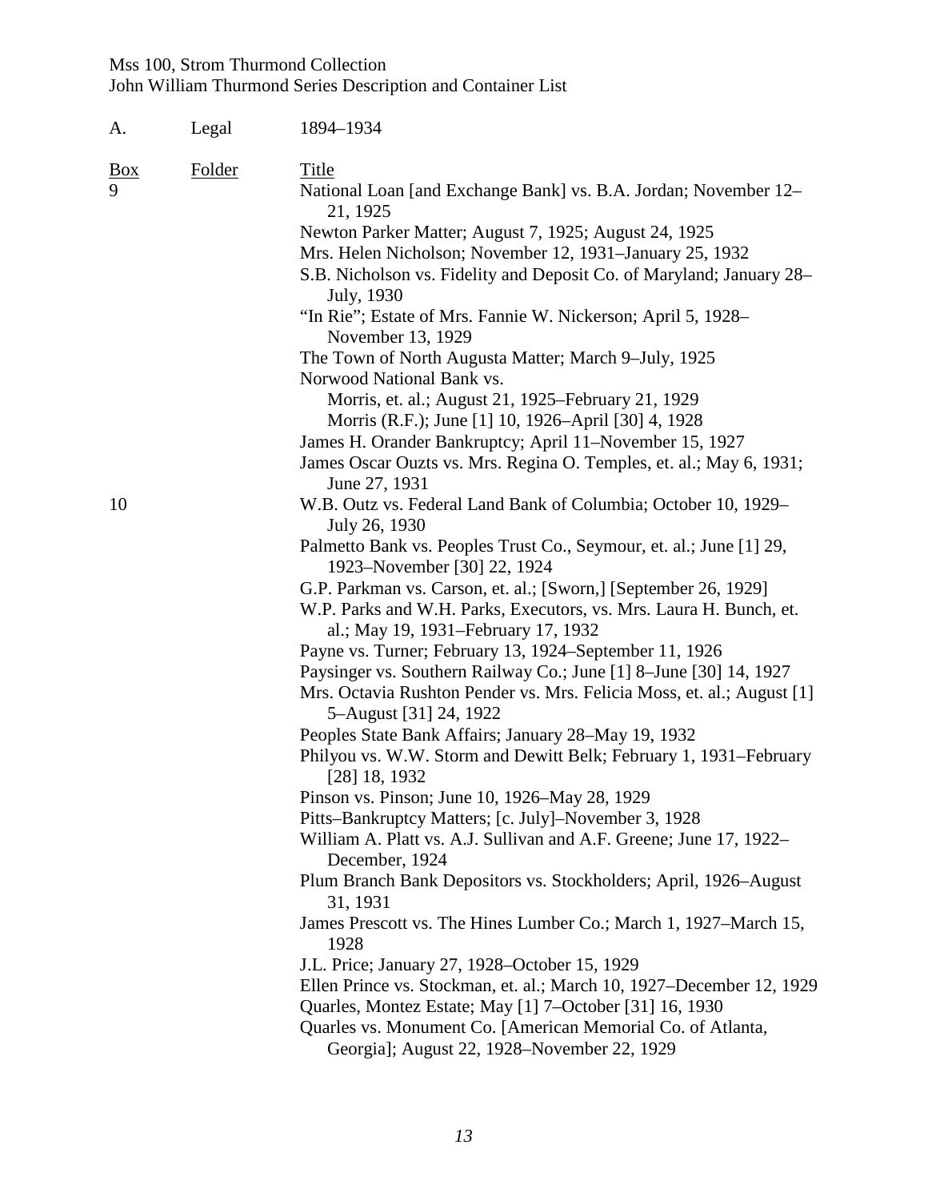A. Legal 1894–1934

| Box | Folder | Title |
|---|---|---|
| 9 | | National Loan [and Exchange Bank] vs. B.A. Jordan; November 12–21, 1925 |
| | | Newton Parker Matter; August 7, 1925; August 24, 1925 |
| | | Mrs. Helen Nicholson; November 12, 1931–January 25, 1932 |
| | | S.B. Nicholson vs. Fidelity and Deposit Co. of Maryland; January 28–July, 1930 |
| | | "In Rie"; Estate of Mrs. Fannie W. Nickerson; April 5, 1928–November 13, 1929 |
| | | The Town of North Augusta Matter; March 9–July, 1925 |
| | | Norwood National Bank vs. |
| | | Morris, et. al.; August 21, 1925–February 21, 1929 |
| | | Morris (R.F.); June [1] 10, 1926–April [30] 4, 1928 |
| | | James H. Orander Bankruptcy; April 11–November 15, 1927 |
| | | James Oscar Ouzts vs. Mrs. Regina O. Temples, et. al.; May 6, 1931; June 27, 1931 |
| 10 | | W.B. Outz vs. Federal Land Bank of Columbia; October 10, 1929–July 26, 1930 |
| | | Palmetto Bank vs. Peoples Trust Co., Seymour, et. al.; June [1] 29, 1923–November [30] 22, 1924 |
| | | G.P. Parkman vs. Carson, et. al.; [Sworn,] [September 26, 1929] |
| | | W.P. Parks and W.H. Parks, Executors, vs. Mrs. Laura H. Bunch, et. al.; May 19, 1931–February 17, 1932 |
| | | Payne vs. Turner; February 13, 1924–September 11, 1926 |
| | | Paysinger vs. Southern Railway Co.; June [1] 8–June [30] 14, 1927 |
| | | Mrs. Octavia Rushton Pender vs. Mrs. Felicia Moss, et. al.; August [1] 5–August [31] 24, 1922 |
| | | Peoples State Bank Affairs; January 28–May 19, 1932 |
| | | Philyou vs. W.W. Storm and Dewitt Belk; February 1, 1931–February [28] 18, 1932 |
| | | Pinson vs. Pinson; June 10, 1926–May 28, 1929 |
| | | Pitts–Bankruptcy Matters; [c. July]–November 3, 1928 |
| | | William A. Platt vs. A.J. Sullivan and A.F. Greene; June 17, 1922–December, 1924 |
| | | Plum Branch Bank Depositors vs. Stockholders; April, 1926–August 31, 1931 |
| | | James Prescott vs. The Hines Lumber Co.; March 1, 1927–March 15, 1928 |
| | | J.L. Price; January 27, 1928–October 15, 1929 |
| | | Ellen Prince vs. Stockman, et. al.; March 10, 1927–December 12, 1929 |
| | | Quarles, Montez Estate; May [1] 7–October [31] 16, 1930 |
| | | Quarles vs. Monument Co. [American Memorial Co. of Atlanta, Georgia]; August 22, 1928–November 22, 1929 |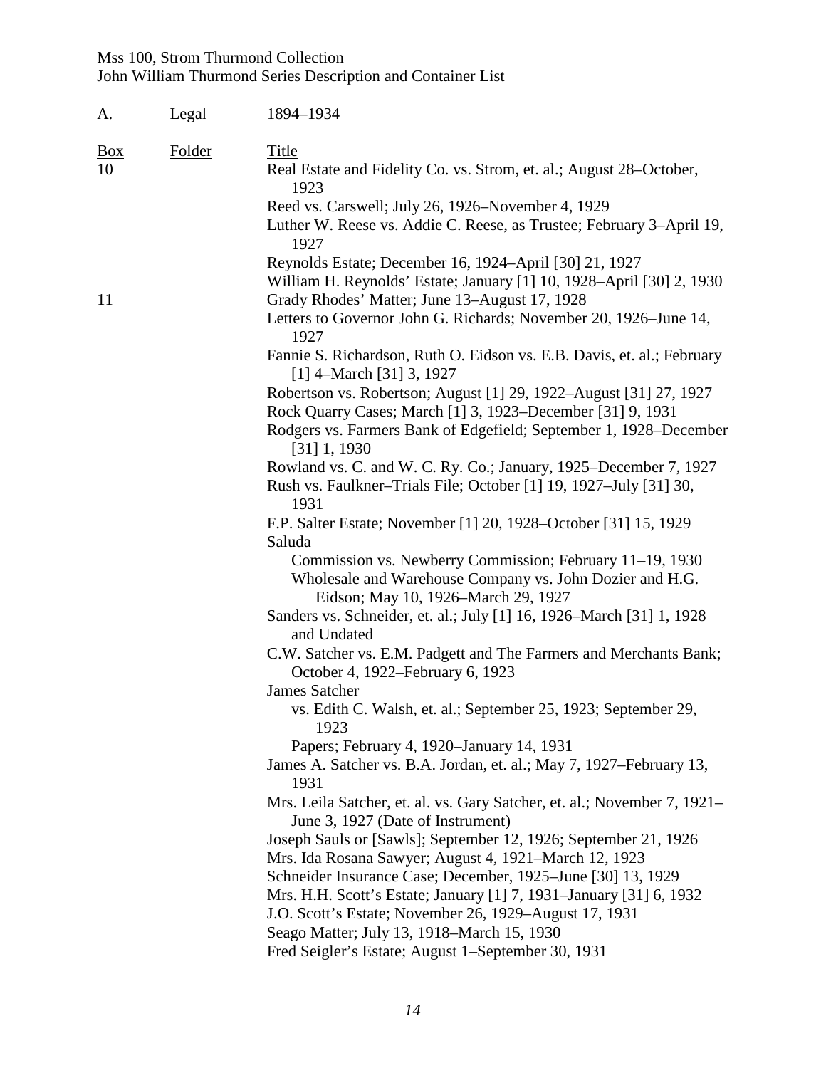A. Legal 1894–1934

| Box | Folder | Title |
|---|---|---|
| 10 | | Real Estate and Fidelity Co. vs. Strom, et. al.; August 28–October, 1923 |
| | | Reed vs. Carswell; July 26, 1926–November 4, 1929 |
| | | Luther W. Reese vs. Addie C. Reese, as Trustee; February 3–April 19, 1927 |
| | | Reynolds Estate; December 16, 1924–April [30] 21, 1927 |
| | | William H. Reynolds' Estate; January [1] 10, 1928–April [30] 2, 1930 |
| 11 | | Grady Rhodes' Matter; June 13–August 17, 1928 |
| | | Letters to Governor John G. Richards; November 20, 1926–June 14, 1927 |
| | | Fannie S. Richardson, Ruth O. Eidson vs. E.B. Davis, et. al.; February [1] 4–March [31] 3, 1927 |
| | | Robertson vs. Robertson; August [1] 29, 1922–August [31] 27, 1927 |
| | | Rock Quarry Cases; March [1] 3, 1923–December [31] 9, 1931 |
| | | Rodgers vs. Farmers Bank of Edgefield; September 1, 1928–December [31] 1, 1930 |
| | | Rowland vs. C. and W. C. Ry. Co.; January, 1925–December 7, 1927 |
| | | Rush vs. Faulkner–Trials File; October [1] 19, 1927–July [31] 30, 1931 |
| | | F.P. Salter Estate; November [1] 20, 1928–October [31] 15, 1929 |
| | | Saluda |
| | | Commission vs. Newberry Commission; February 11–19, 1930 |
| | | Wholesale and Warehouse Company vs. John Dozier and H.G. Eidson; May 10, 1926–March 29, 1927 |
| | | Sanders vs. Schneider, et. al.; July [1] 16, 1926–March [31] 1, 1928 and Undated |
| | | C.W. Satcher vs. E.M. Padgett and The Farmers and Merchants Bank; October 4, 1922–February 6, 1923 |
| | | James Satcher |
| | | vs. Edith C. Walsh, et. al.; September 25, 1923; September 29, 1923 |
| | | Papers; February 4, 1920–January 14, 1931 |
| | | James A. Satcher vs. B.A. Jordan, et. al.; May 7, 1927–February 13, 1931 |
| | | Mrs. Leila Satcher, et. al. vs. Gary Satcher, et. al.; November 7, 1921–June 3, 1927 (Date of Instrument) |
| | | Joseph Sauls or [Sawls]; September 12, 1926; September 21, 1926 |
| | | Mrs. Ida Rosana Sawyer; August 4, 1921–March 12, 1923 |
| | | Schneider Insurance Case; December, 1925–June [30] 13, 1929 |
| | | Mrs. H.H. Scott's Estate; January [1] 7, 1931–January [31] 6, 1932 |
| | | J.O. Scott's Estate; November 26, 1929–August 17, 1931 |
| | | Seago Matter; July 13, 1918–March 15, 1930 |
| | | Fred Seigler's Estate; August 1–September 30, 1931 |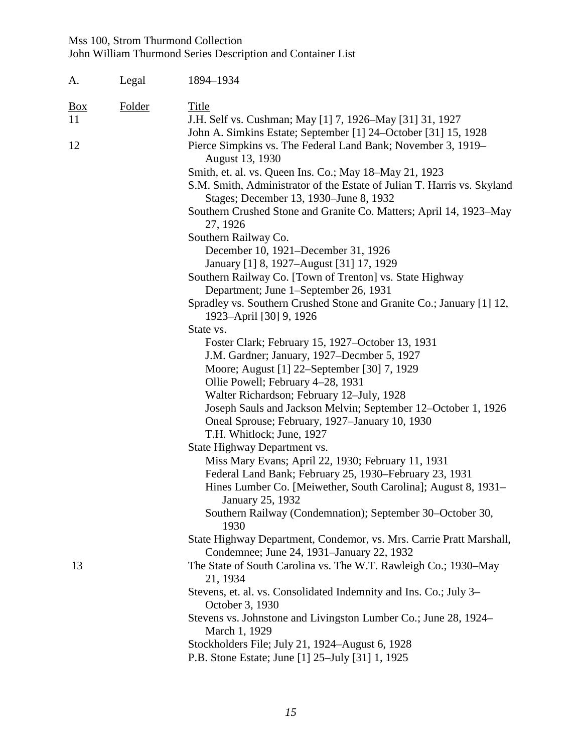A. Legal 1894–1934

| Box | Folder | Title |
|---|---|---|
| 11 | | J.H. Self vs. Cushman; May [1] 7, 1926–May [31] 31, 1927 |
| | | John A. Simkins Estate; September [1] 24–October [31] 15, 1928 |
| 12 | | Pierce Simpkins vs. The Federal Land Bank; November 3, 1919–August 13, 1930 |
| | | Smith, et. al. vs. Queen Ins. Co.; May 18–May 21, 1923 |
| | | S.M. Smith, Administrator of the Estate of Julian T. Harris vs. Skyland Stages; December 13, 1930–June 8, 1932 |
| | | Southern Crushed Stone and Granite Co. Matters; April 14, 1923–May 27, 1926 |
| | | Southern Railway Co. |
| | | December 10, 1921–December 31, 1926 |
| | | January [1] 8, 1927–August [31] 17, 1929 |
| | | Southern Railway Co. [Town of Trenton] vs. State Highway Department; June 1–September 26, 1931 |
| | | Spradley vs. Southern Crushed Stone and Granite Co.; January [1] 12, 1923–April [30] 9, 1926 |
| | | State vs. |
| | | Foster Clark; February 15, 1927–October 13, 1931 |
| | | J.M. Gardner; January, 1927–Decmber 5, 1927 |
| | | Moore; August [1] 22–September [30] 7, 1929 |
| | | Ollie Powell; February 4–28, 1931 |
| | | Walter Richardson; February 12–July, 1928 |
| | | Joseph Sauls and Jackson Melvin; September 12–October 1, 1926 |
| | | Oneal Sprouse; February, 1927–January 10, 1930 |
| | | T.H. Whitlock; June, 1927 |
| | | State Highway Department vs. |
| | | Miss Mary Evans; April 22, 1930; February 11, 1931 |
| | | Federal Land Bank; February 25, 1930–February 23, 1931 |
| | | Hines Lumber Co. [Meiwether, South Carolina]; August 8, 1931–January 25, 1932 |
| | | Southern Railway (Condemnation); September 30–October 30, 1930 |
| | | State Highway Department, Condemor, vs. Mrs. Carrie Pratt Marshall, Condemnee; June 24, 1931–January 22, 1932 |
| 13 | | The State of South Carolina vs. The W.T. Rawleigh Co.; 1930–May 21, 1934 |
| | | Stevens, et. al. vs. Consolidated Indemnity and Ins. Co.; July 3–October 3, 1930 |
| | | Stevens vs. Johnstone and Livingston Lumber Co.; June 28, 1924–March 1, 1929 |
| | | Stockholders File; July 21, 1924–August 6, 1928 |
| | | P.B. Stone Estate; June [1] 25–July [31] 1, 1925 |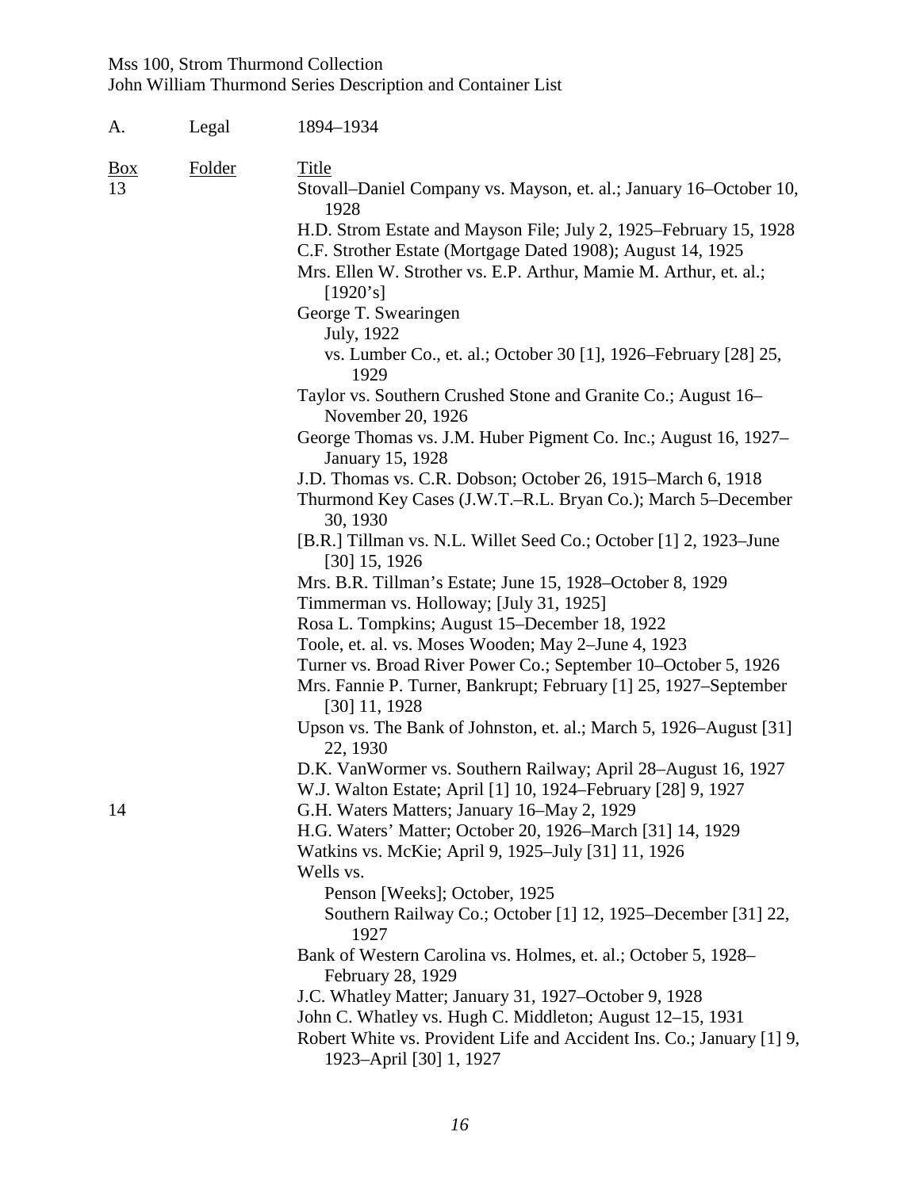A. Legal 1894–1934

| Box | Folder | Title |
| --- | --- | --- |
| 13 | | Stovall–Daniel Company vs. Mayson, et. al.; January 16–October 10, 1928 |
| | | H.D. Strom Estate and Mayson File; July 2, 1925–February 15, 1928 |
| | | C.F. Strother Estate (Mortgage Dated 1908); August 14, 1925 |
| | | Mrs. Ellen W. Strother vs. E.P. Arthur, Mamie M. Arthur, et. al.; [1920's] |
| | | George T. Swearingen |
| | | July, 1922 |
| | | vs. Lumber Co., et. al.; October 30 [1], 1926–February [28] 25, 1929 |
| | | Taylor vs. Southern Crushed Stone and Granite Co.; August 16–November 20, 1926 |
| | | George Thomas vs. J.M. Huber Pigment Co. Inc.; August 16, 1927–January 15, 1928 |
| | | J.D. Thomas vs. C.R. Dobson; October 26, 1915–March 6, 1918 |
| | | Thurmond Key Cases (J.W.T.–R.L. Bryan Co.); March 5–December 30, 1930 |
| | | [B.R.] Tillman vs. N.L. Willet Seed Co.; October [1] 2, 1923–June [30] 15, 1926 |
| | | Mrs. B.R. Tillman's Estate; June 15, 1928–October 8, 1929 |
| | | Timmerman vs. Holloway; [July 31, 1925] |
| | | Rosa L. Tompkins; August 15–December 18, 1922 |
| | | Toole, et. al. vs. Moses Wooden; May 2–June 4, 1923 |
| | | Turner vs. Broad River Power Co.; September 10–October 5, 1926 |
| | | Mrs. Fannie P. Turner, Bankrupt; February [1] 25, 1927–September [30] 11, 1928 |
| | | Upson vs. The Bank of Johnston, et. al.; March 5, 1926–August [31] 22, 1930 |
| | | D.K. VanWormer vs. Southern Railway; April 28–August 16, 1927 |
| | | W.J. Walton Estate; April [1] 10, 1924–February [28] 9, 1927 |
| 14 | | G.H. Waters Matters; January 16–May 2, 1929 |
| | | H.G. Waters' Matter; October 20, 1926–March [31] 14, 1929 |
| | | Watkins vs. McKie; April 9, 1925–July [31] 11, 1926 |
| | | Wells vs. |
| | | Penson [Weeks]; October, 1925 |
| | | Southern Railway Co.; October [1] 12, 1925–December [31] 22, 1927 |
| | | Bank of Western Carolina vs. Holmes, et. al.; October 5, 1928–February 28, 1929 |
| | | J.C. Whatley Matter; January 31, 1927–October 9, 1928 |
| | | John C. Whatley vs. Hugh C. Middleton; August 12–15, 1931 |
| | | Robert White vs. Provident Life and Accident Ins. Co.; January [1] 9, 1923–April [30] 1, 1927 |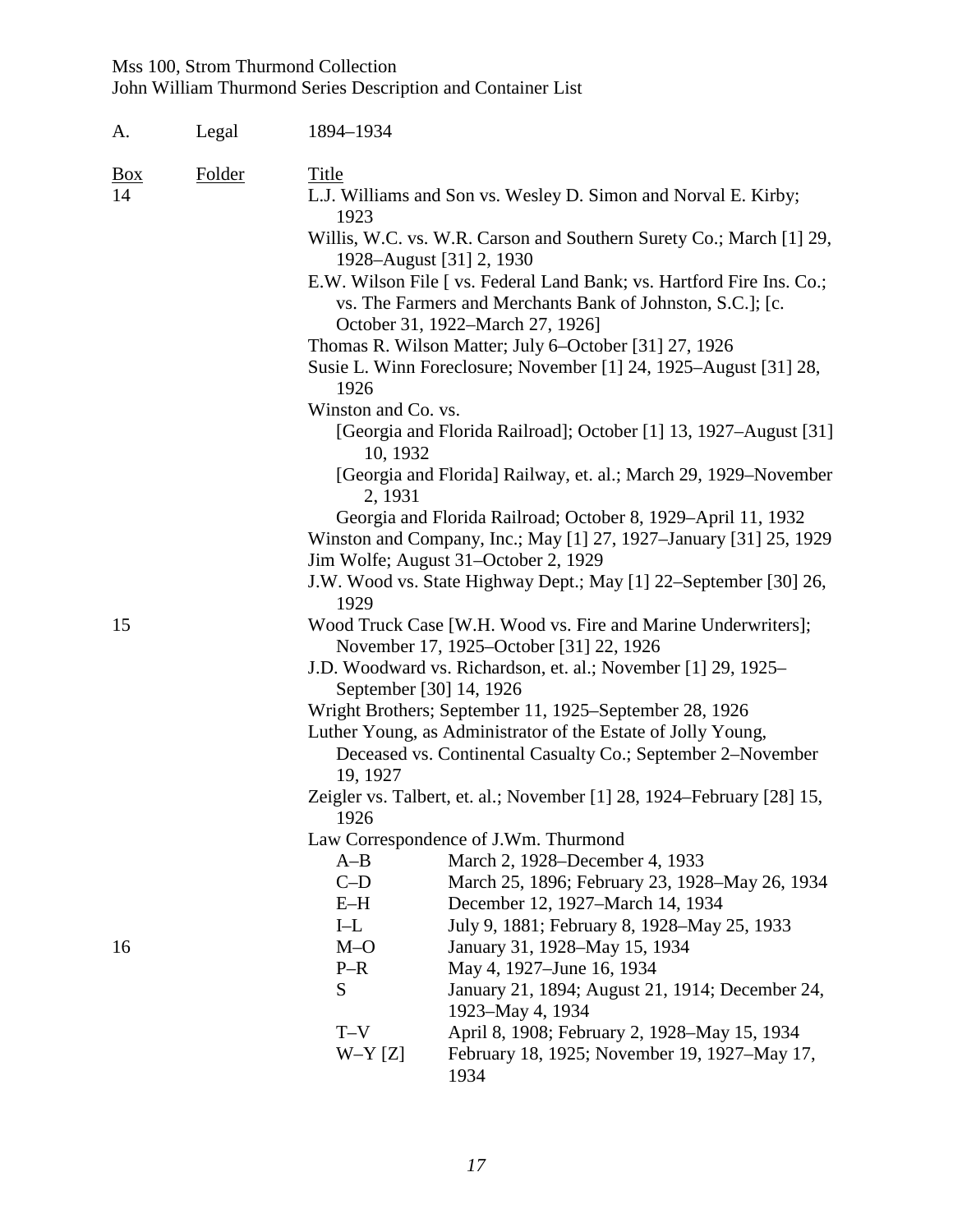A. Legal 1894–1934

| Box | Folder | Title | |
|---|---|---|---|
| 14 | | L.J. Williams and Son vs. Wesley D. Simon and Norval E. Kirby; 1923 | |
| | | Willis, W.C. vs. W.R. Carson and Southern Surety Co.; March [1] 29, 1928–August [31] 2, 1930 | |
| | | E.W. Wilson File [ vs. Federal Land Bank; vs. Hartford Fire Ins. Co.; vs. The Farmers and Merchants Bank of Johnston, S.C.]; [c. October 31, 1922–March 27, 1926] | |
| | | Thomas R. Wilson Matter; July 6–October [31] 27, 1926 | |
| | | Susie L. Winn Foreclosure; November [1] 24, 1925–August [31] 28, 1926 | |
| | | Winston and Co. vs. | |
| | | [Georgia and Florida Railroad]; October [1] 13, 1927–August [31] 10, 1932 | |
| | | [Georgia and Florida] Railway, et. al.; March 29, 1929–November 2, 1931 | |
| | | Georgia and Florida Railroad; October 8, 1929–April 11, 1932 | |
| | | Winston and Company, Inc.; May [1] 27, 1927–January [31] 25, 1929 | |
| | | Jim Wolfe; August 31–October 2, 1929 | |
| | | J.W. Wood vs. State Highway Dept.; May [1] 22–September [30] 26, 1929 | |
| 15 | | Wood Truck Case [W.H. Wood vs. Fire and Marine Underwriters]; November 17, 1925–October [31] 22, 1926 | |
| | | J.D. Woodward vs. Richardson, et. al.; November [1] 29, 1925–September [30] 14, 1926 | |
| | | Wright Brothers; September 11, 1925–September 28, 1926 | |
| | | Luther Young, as Administrator of the Estate of Jolly Young, Deceased vs. Continental Casualty Co.; September 2–November 19, 1927 | |
| | | Zeigler vs. Talbert, et. al.; November [1] 28, 1924–February [28] 15, 1926 | |
| | | Law Correspondence of J.Wm. Thurmond | |
| | | A–B | March 2, 1928–December 4, 1933 |
| | | C–D | March 25, 1896; February 23, 1928–May 26, 1934 |
| | | E–H | December 12, 1927–March 14, 1934 |
| | | I–L | July 9, 1881; February 8, 1928–May 25, 1933 |
| 16 | | M–O | January 31, 1928–May 15, 1934 |
| | | P–R | May 4, 1927–June 16, 1934 |
| | | S | January 21, 1894; August 21, 1914; December 24, 1923–May 4, 1934 |
| | | T–V | April 8, 1908; February 2, 1928–May 15, 1934 |
| | | W–Y [Z] | February 18, 1925; November 19, 1927–May 17, 1934 |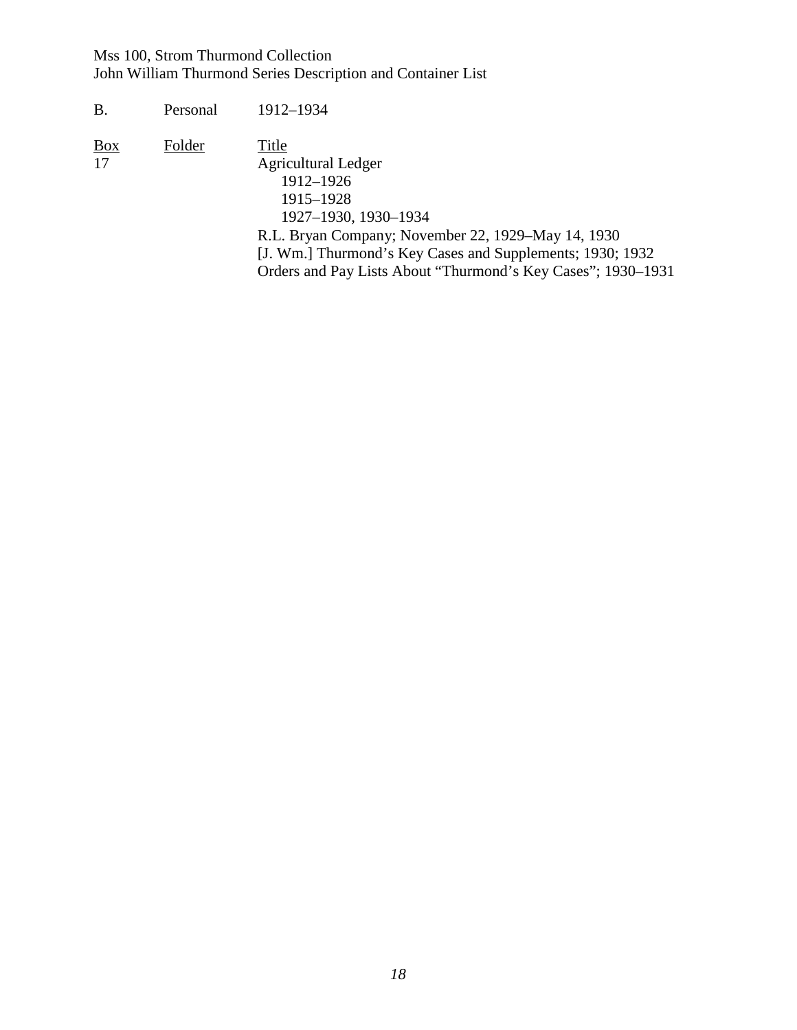B. Personal 1912–1934

| Box | Folder | Title |
| --- | --- | --- |
| 17 | | Agricultural Ledger |
| | | 1912–1926 |
| | | 1915–1928 |
| | | 1927–1930, 1930–1934 |
| | | R.L. Bryan Company; November 22, 1929–May 14, 1930 |
| | | [J. Wm.] Thurmond's Key Cases and Supplements; 1930; 1932 |
| | | Orders and Pay Lists About "Thurmond's Key Cases"; 1930–1931 |